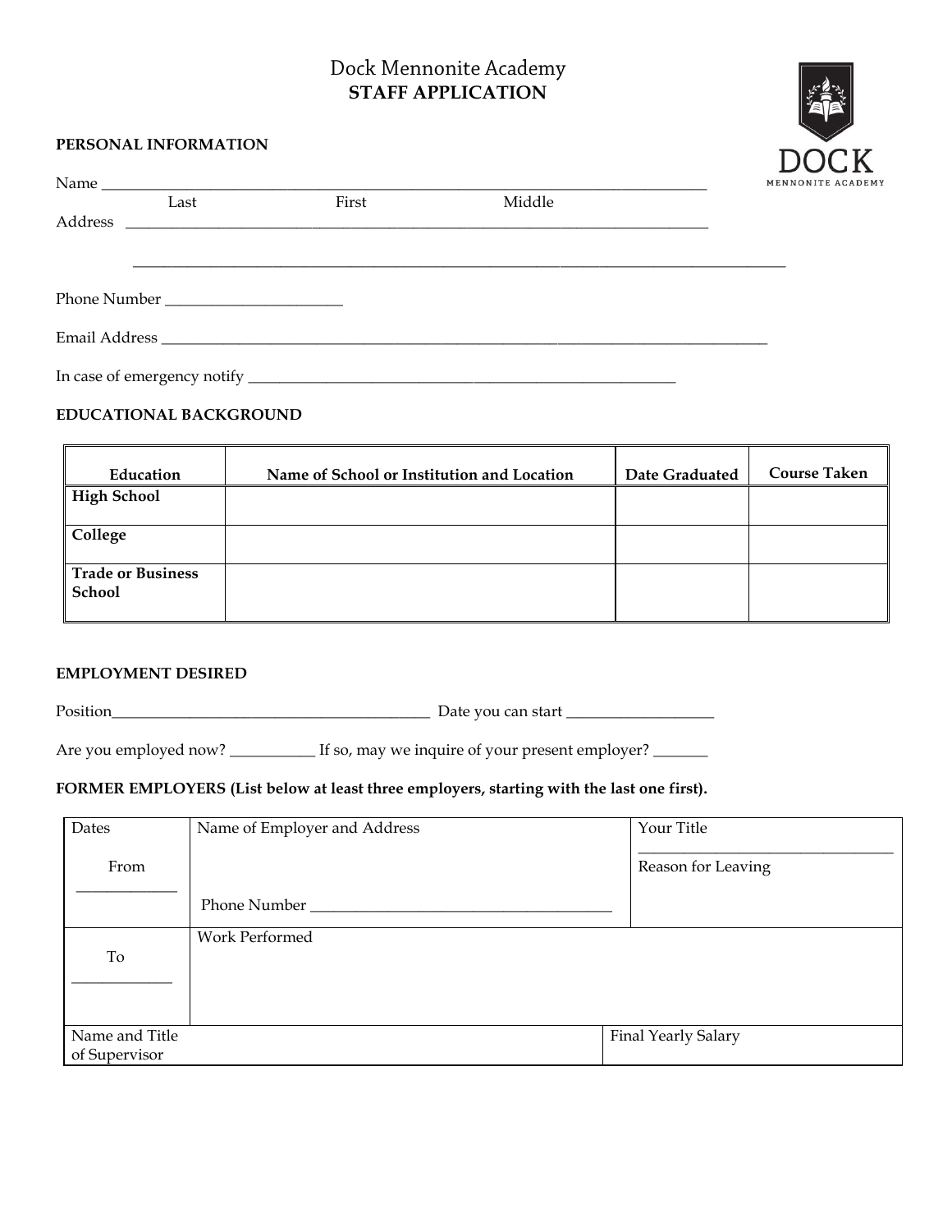# Dock Mennonite Academy
## STAFF APPLICATION

**PERSONAL INFORMATION**

Name ___________________________________________________________________________
Last First Middle

Address ___________________________________________________________________________

___________________________________________________________________________

Phone Number ______________________

Email Address ___________________________________________________________________________

In case of emergency notify ____________________________________________________

**EDUCATIONAL BACKGROUND**

| Education | Name of School or Institution and Location | Date Graduated | Course Taken |
|---|---|---|---|
| **High School** | | | |
| **College** | | | |
| **Trade or Business School** | | | |

**EMPLOYMENT DESIRED**

Position_________________________________________ Date you can start ___________________

Are you employed now? ___________ If so, may we inquire of your present employer? _______

**FORMER EMPLOYERS (List below at least three employers, starting with the last one first).**

| Dates | Name of Employer and Address | Your Title |
|---|---|---|
| From _____________ | Phone Number ______________________________________ | Reason for Leaving |
| To _____________ | Work Performed | |
| Name and Title of Supervisor | | Final Yearly Salary |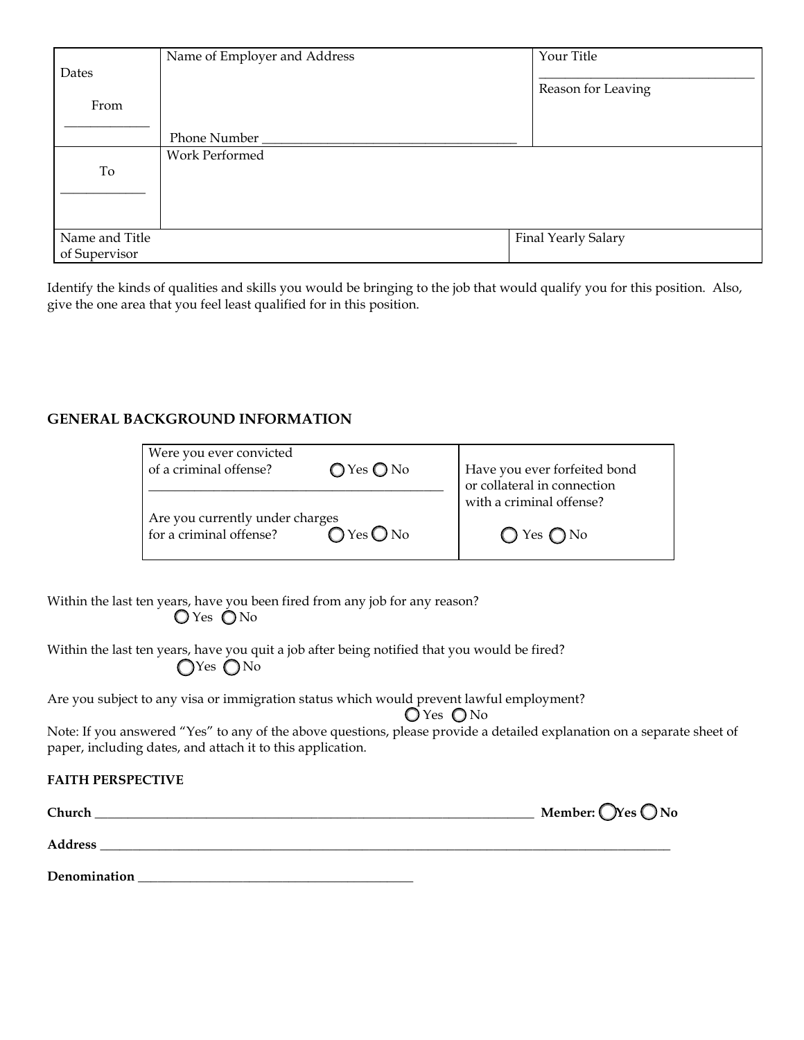| Dates<br><br>From<br>____________ | Name of Employer and Address<br><br><br>Phone Number ______________________________________ | Your Title<br>______________________________<br>Reason for Leaving |
|---|---|---|
| To<br>____________ | Work Performed | |
| Name and Title of Supervisor | | Final Yearly Salary |

Identify the kinds of qualities and skills you would be bringing to the job that would qualify you for this position. Also, give the one area that you feel least qualified for in this position.

## GENERAL BACKGROUND INFORMATION

| | |
|---|---|
| Were you ever convicted of a criminal offense? ◯ Yes ◯ No<br><br>Are you currently under charges for a criminal offense? ◯ Yes ◯ No | Have you ever forfeited bond or collateral in connection with a criminal offense?<br><br>◯ Yes ◯ No |

Within the last ten years, have you been fired from any job for any reason?
◯ Yes ◯ No

Within the last ten years, have you quit a job after being notified that you would be fired?
◯ Yes ◯ No

Are you subject to any visa or immigration status which would prevent lawful employment?
◯ Yes ◯ No

Note: If you answered "Yes" to any of the above questions, please provide a detailed explanation on a separate sheet of paper, including dates, and attach it to this application.

**FAITH PERSPECTIVE**

**Church** ______________________________________________________________ **Member: ◯ Yes ◯ No**

**Address** _____________________________________________________________________________

**Denomination** ________________________________________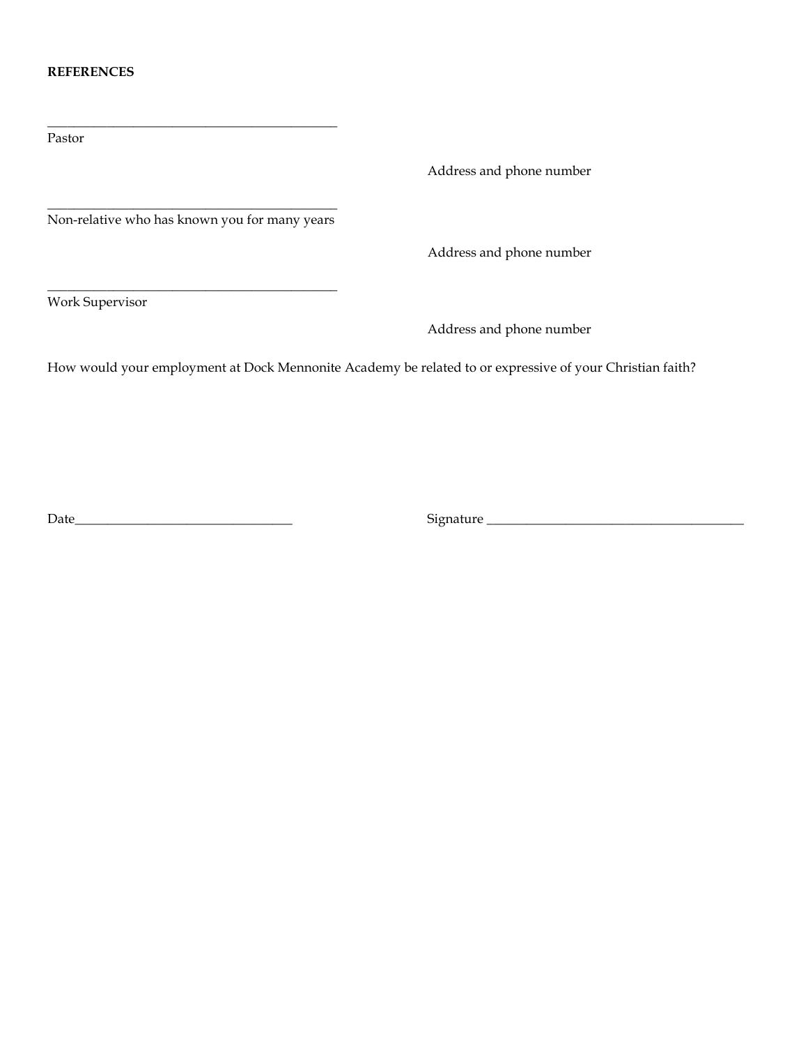**REFERENCES**

\_\_\_\_\_\_\_\_\_\_\_\_\_\_\_\_\_\_\_\_\_\_\_\_\_\_\_\_\_\_\_\_\_\_\_\_\_\_\_\_\_\_\_\_

Pastor

Address and phone number

\_\_\_\_\_\_\_\_\_\_\_\_\_\_\_\_\_\_\_\_\_\_\_\_\_\_\_\_\_\_\_\_\_\_\_\_\_\_\_\_\_\_\_\_

Non-relative who has known you for many years

Address and phone number

\_\_\_\_\_\_\_\_\_\_\_\_\_\_\_\_\_\_\_\_\_\_\_\_\_\_\_\_\_\_\_\_\_\_\_\_\_\_\_\_\_\_\_\_

Work Supervisor

Address and phone number

How would your employment at Dock Mennonite Academy be related to or expressive of your Christian faith?

Date\_\_\_\_\_\_\_\_\_\_\_\_\_\_\_\_\_\_\_\_\_\_\_\_\_\_\_\_\_\_\_\_\_\_ Signature \_\_\_\_\_\_\_\_\_\_\_\_\_\_\_\_\_\_\_\_\_\_\_\_\_\_\_\_\_\_\_\_\_\_\_\_\_\_\_\_